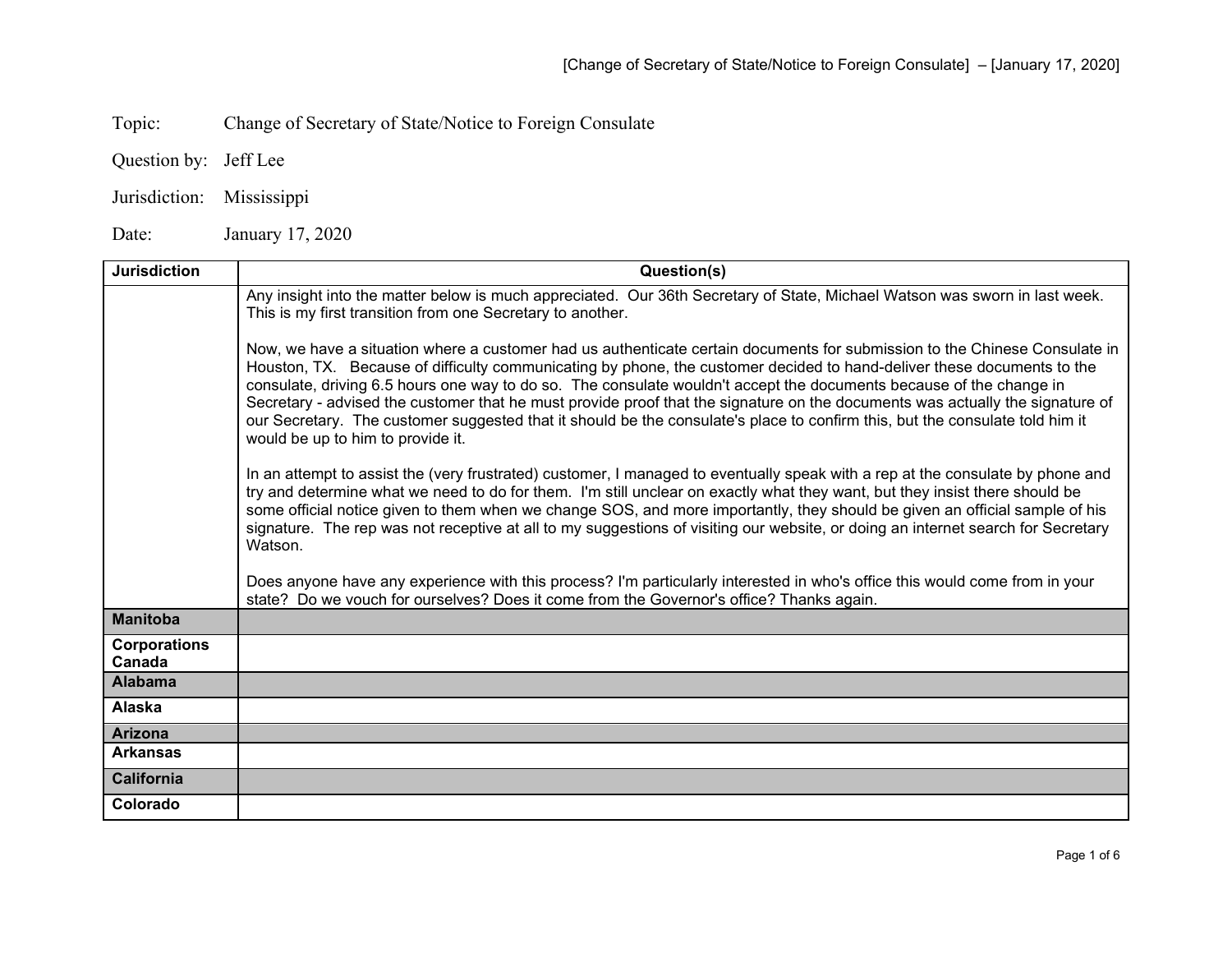Topic: Change of Secretary of State/Notice to Foreign Consulate

Question by: Jeff Lee

Jurisdiction: Mississippi

Date: January 17, 2020

| Jurisdiction | Question(s) |
|---|---|
| | Any insight into the matter below is much appreciated. Our 36th Secretary of State, Michael Watson was sworn in last week. This is my first transition from one Secretary to another.<br><br>Now, we have a situation where a customer had us authenticate certain documents for submission to the Chinese Consulate in Houston, TX. Because of difficulty communicating by phone, the customer decided to hand-deliver these documents to the consulate, driving 6.5 hours one way to do so. The consulate wouldn't accept the documents because of the change in Secretary - advised the customer that he must provide proof that the signature on the documents was actually the signature of our Secretary. The customer suggested that it should be the consulate's place to confirm this, but the consulate told him it would be up to him to provide it.<br><br>In an attempt to assist the (very frustrated) customer, I managed to eventually speak with a rep at the consulate by phone and try and determine what we need to do for them. I'm still unclear on exactly what they want, but they insist there should be some official notice given to them when we change SOS, and more importantly, they should be given an official sample of his signature. The rep was not receptive at all to my suggestions of visiting our website, or doing an internet search for Secretary Watson.<br><br>Does anyone have any experience with this process? I'm particularly interested in who's office this would come from in your state? Do we vouch for ourselves? Does it come from the Governor's office? Thanks again. |
| **Manitoba** | |
| **Corporations Canada** | |
| **Alabama** | |
| **Alaska** | |
| **Arizona** | |
| **Arkansas** | |
| **California** | |
| **Colorado** | |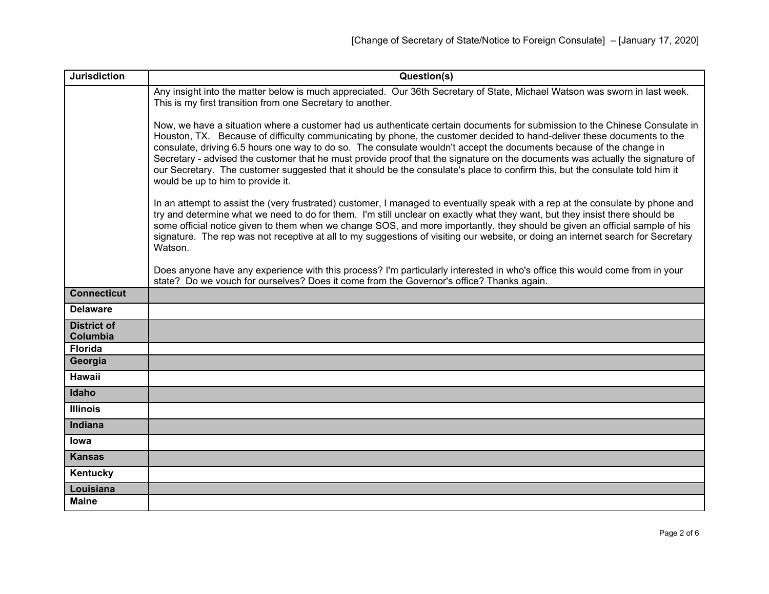| Jurisdiction | Question(s) |
|---|---|
| | Any insight into the matter below is much appreciated. Our 36th Secretary of State, Michael Watson was sworn in last week. This is my first transition from one Secretary to another.<br><br>Now, we have a situation where a customer had us authenticate certain documents for submission to the Chinese Consulate in Houston, TX. Because of difficulty communicating by phone, the customer decided to hand-deliver these documents to the consulate, driving 6.5 hours one way to do so. The consulate wouldn't accept the documents because of the change in Secretary - advised the customer that he must provide proof that the signature on the documents was actually the signature of our Secretary. The customer suggested that it should be the consulate's place to confirm this, but the consulate told him it would be up to him to provide it.<br><br>In an attempt to assist the (very frustrated) customer, I managed to eventually speak with a rep at the consulate by phone and try and determine what we need to do for them. I'm still unclear on exactly what they want, but they insist there should be some official notice given to them when we change SOS, and more importantly, they should be given an official sample of his signature. The rep was not receptive at all to my suggestions of visiting our website, or doing an internet search for Secretary Watson.<br><br>Does anyone have any experience with this process? I'm particularly interested in who's office this would come from in your state? Do we vouch for ourselves? Does it come from the Governor's office? Thanks again. |
| **Connecticut** | |
| **Delaware** | |
| **District of Columbia** | |
| **Florida** | |
| **Georgia** | |
| **Hawaii** | |
| **Idaho** | |
| **Illinois** | |
| **Indiana** | |
| **Iowa** | |
| **Kansas** | |
| **Kentucky** | |
| **Louisiana** | |
| **Maine** | |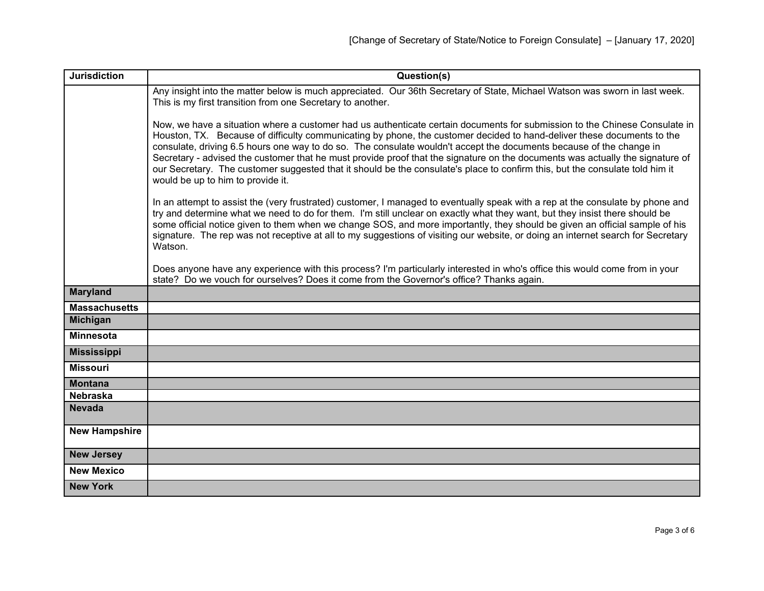| Jurisdiction | Question(s) |
|---|---|
| | Any insight into the matter below is much appreciated. Our 36th Secretary of State, Michael Watson was sworn in last week. This is my first transition from one Secretary to another.<br><br>Now, we have a situation where a customer had us authenticate certain documents for submission to the Chinese Consulate in Houston, TX. Because of difficulty communicating by phone, the customer decided to hand-deliver these documents to the consulate, driving 6.5 hours one way to do so. The consulate wouldn't accept the documents because of the change in Secretary - advised the customer that he must provide proof that the signature on the documents was actually the signature of our Secretary. The customer suggested that it should be the consulate's place to confirm this, but the consulate told him it would be up to him to provide it.<br><br>In an attempt to assist the (very frustrated) customer, I managed to eventually speak with a rep at the consulate by phone and try and determine what we need to do for them. I'm still unclear on exactly what they want, but they insist there should be some official notice given to them when we change SOS, and more importantly, they should be given an official sample of his signature. The rep was not receptive at all to my suggestions of visiting our website, or doing an internet search for Secretary Watson.<br><br>Does anyone have any experience with this process? I'm particularly interested in who's office this would come from in your state? Do we vouch for ourselves? Does it come from the Governor's office? Thanks again. |
| **Maryland** | |
| **Massachusetts** | |
| **Michigan** | |
| **Minnesota** | |
| **Mississippi** | |
| **Missouri** | |
| **Montana** | |
| **Nebraska** | |
| **Nevada** | |
| **New Hampshire** | |
| **New Jersey** | |
| **New Mexico** | |
| **New York** | |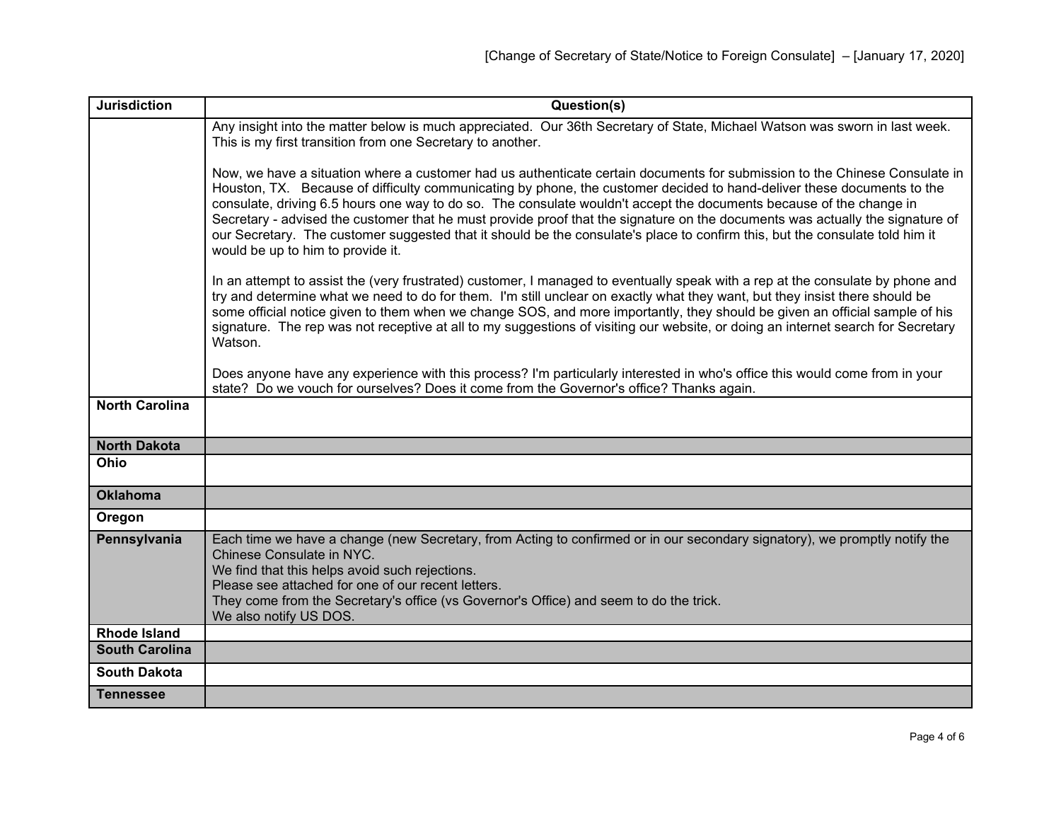| Jurisdiction | Question(s) |
|---|---|
| | Any insight into the matter below is much appreciated. Our 36th Secretary of State, Michael Watson was sworn in last week. This is my first transition from one Secretary to another.<br><br>Now, we have a situation where a customer had us authenticate certain documents for submission to the Chinese Consulate in Houston, TX. Because of difficulty communicating by phone, the customer decided to hand-deliver these documents to the consulate, driving 6.5 hours one way to do so. The consulate wouldn't accept the documents because of the change in Secretary - advised the customer that he must provide proof that the signature on the documents was actually the signature of our Secretary. The customer suggested that it should be the consulate's place to confirm this, but the consulate told him it would be up to him to provide it.<br><br>In an attempt to assist the (very frustrated) customer, I managed to eventually speak with a rep at the consulate by phone and try and determine what we need to do for them. I'm still unclear on exactly what they want, but they insist there should be some official notice given to them when we change SOS, and more importantly, they should be given an official sample of his signature. The rep was not receptive at all to my suggestions of visiting our website, or doing an internet search for Secretary Watson.<br><br>Does anyone have any experience with this process? I'm particularly interested in who's office this would come from in your state? Do we vouch for ourselves? Does it come from the Governor's office? Thanks again. |
| **North Carolina** | |
| **North Dakota** | |
| **Ohio** | |
| **Oklahoma** | |
| **Oregon** | |
| **Pennsylvania** | Each time we have a change (new Secretary, from Acting to confirmed or in our secondary signatory), we promptly notify the Chinese Consulate in NYC.<br>We find that this helps avoid such rejections.<br>Please see attached for one of our recent letters.<br>They come from the Secretary's office (vs Governor's Office) and seem to do the trick.<br>We also notify US DOS. |
| **Rhode Island** | |
| **South Carolina** | |
| **South Dakota** | |
| **Tennessee** | |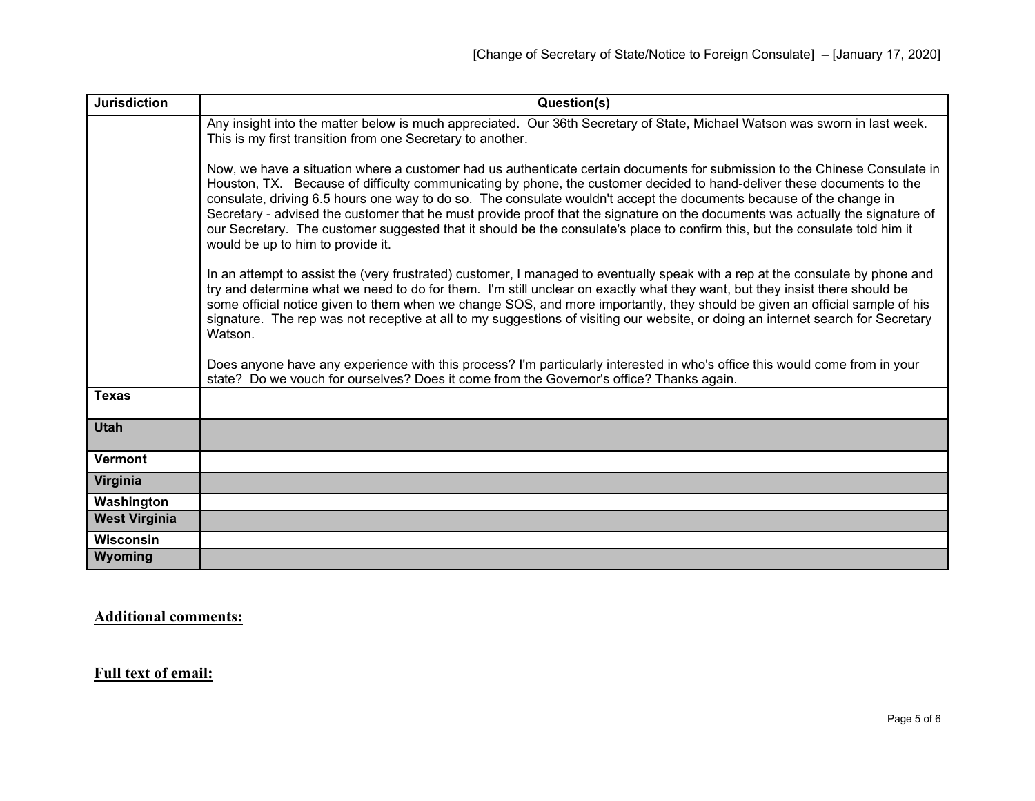| Jurisdiction | Question(s) |
|---|---|
| | Any insight into the matter below is much appreciated. Our 36th Secretary of State, Michael Watson was sworn in last week. This is my first transition from one Secretary to another.<br><br>Now, we have a situation where a customer had us authenticate certain documents for submission to the Chinese Consulate in Houston, TX. Because of difficulty communicating by phone, the customer decided to hand-deliver these documents to the consulate, driving 6.5 hours one way to do so. The consulate wouldn't accept the documents because of the change in Secretary - advised the customer that he must provide proof that the signature on the documents was actually the signature of our Secretary. The customer suggested that it should be the consulate's place to confirm this, but the consulate told him it would be up to him to provide it.<br><br>In an attempt to assist the (very frustrated) customer, I managed to eventually speak with a rep at the consulate by phone and try and determine what we need to do for them. I'm still unclear on exactly what they want, but they insist there should be some official notice given to them when we change SOS, and more importantly, they should be given an official sample of his signature. The rep was not receptive at all to my suggestions of visiting our website, or doing an internet search for Secretary Watson.<br><br>Does anyone have any experience with this process? I'm particularly interested in who's office this would come from in your state? Do we vouch for ourselves? Does it come from the Governor's office? Thanks again. |
| **Texas** | |
| **Utah** | |
| **Vermont** | |
| **Virginia** | |
| **Washington** | |
| **West Virginia** | |
| **Wisconsin** | |
| **Wyoming** | |

## Additional comments:

## Full text of email: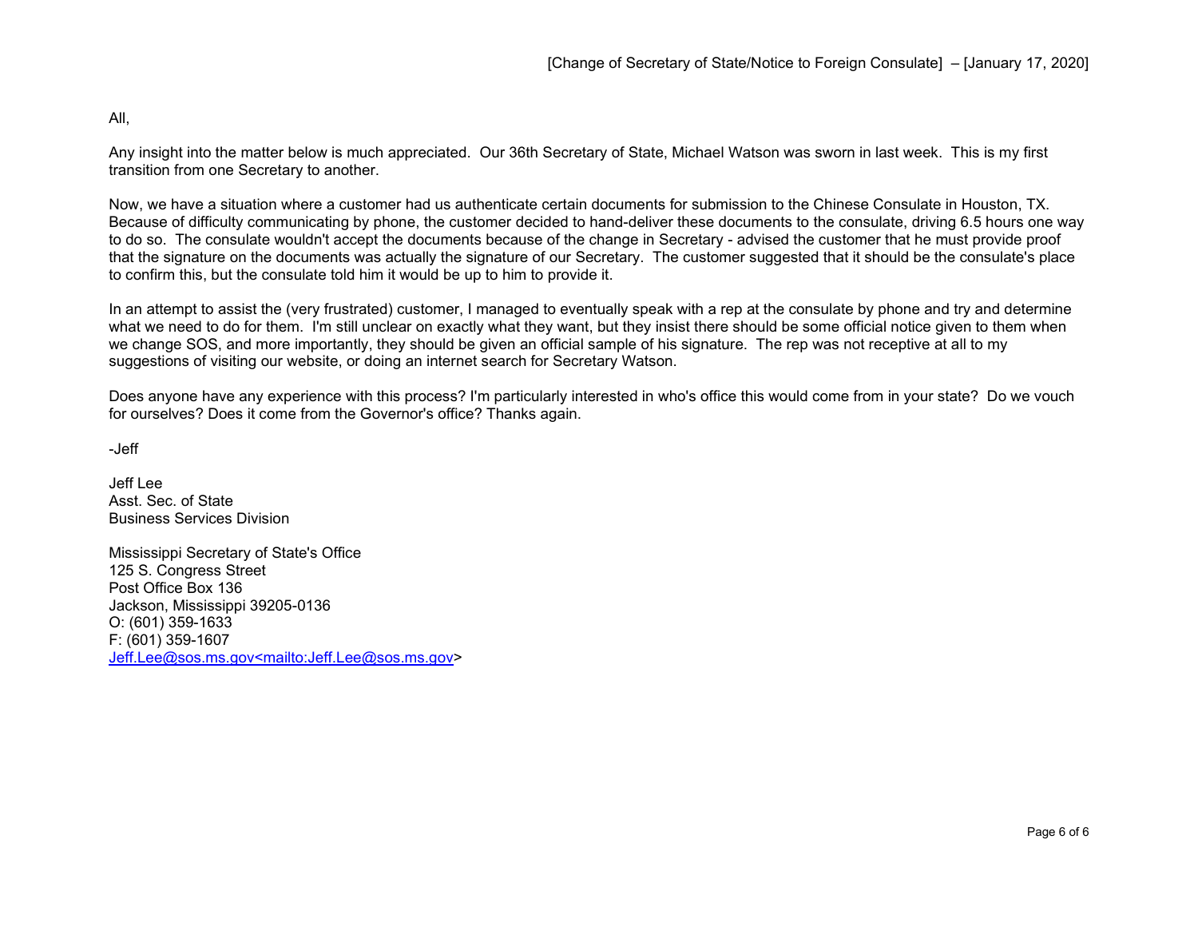All,

Any insight into the matter below is much appreciated. Our 36th Secretary of State, Michael Watson was sworn in last week. This is my first transition from one Secretary to another.

Now, we have a situation where a customer had us authenticate certain documents for submission to the Chinese Consulate in Houston, TX. Because of difficulty communicating by phone, the customer decided to hand-deliver these documents to the consulate, driving 6.5 hours one way to do so. The consulate wouldn't accept the documents because of the change in Secretary - advised the customer that he must provide proof that the signature on the documents was actually the signature of our Secretary. The customer suggested that it should be the consulate's place to confirm this, but the consulate told him it would be up to him to provide it.

In an attempt to assist the (very frustrated) customer, I managed to eventually speak with a rep at the consulate by phone and try and determine what we need to do for them. I'm still unclear on exactly what they want, but they insist there should be some official notice given to them when we change SOS, and more importantly, they should be given an official sample of his signature. The rep was not receptive at all to my suggestions of visiting our website, or doing an internet search for Secretary Watson.

Does anyone have any experience with this process? I'm particularly interested in who's office this would come from in your state? Do we vouch for ourselves? Does it come from the Governor's office? Thanks again.

-Jeff

Jeff Lee
Asst. Sec. of State
Business Services Division

Mississippi Secretary of State's Office
125 S. Congress Street
Post Office Box 136
Jackson, Mississippi 39205-0136
O: (601) 359-1633
F: (601) 359-1607
Jeff.Lee@sos.ms.gov<mailto:Jeff.Lee@sos.ms.gov>